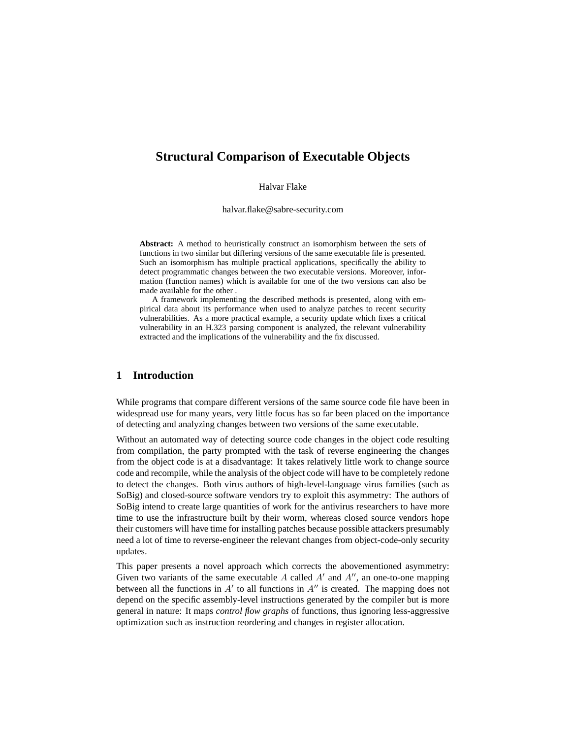# Structural Comparison of Executable Objects

Halvar Flake

halvar.flake@sabre-security.com

**Abstract:** A method to heuristically construct an isomorphism between the sets of functions in two similar but differing versions of the same executable file is presented. Such an isomorphism has multiple practical applications, specifically the ability to detect programmatic changes between the two executable versions. Moreover, information (function names) which is available for one of the two versions can also be made available for the other .

A framework implementing the described methods is presented, along with empirical data about its performance when used to analyze patches to recent security vulnerabilities. As a more practical example, a security update which fixes a critical vulnerability in an H.323 parsing component is analyzed, the relevant vulnerability extracted and the implications of the vulnerability and the fix discussed.

## 1 Introduction

While programs that compare different versions of the same source code file have been in widespread use for many years, very little focus has so far been placed on the importance of detecting and analyzing changes between two versions of the same executable.

Without an automated way of detecting source code changes in the object code resulting from compilation, the party prompted with the task of reverse engineering the changes from the object code is at a disadvantage: It takes relatively little work to change source code and recompile, while the analysis of the object code will have to be completely redone to detect the changes. Both virus authors of high-level-language virus families (such as SoBig) and closed-source software vendors try to exploit this asymmetry: The authors of SoBig intend to create large quantities of work for the antivirus researchers to have more time to use the infrastructure built by their worm, whereas closed source vendors hope their customers will have time for installing patches because possible attackers presumably need a lot of time to reverse-engineer the relevant changes from object-code-only security updates.

This paper presents a novel approach which corrects the abovementioned asymmetry: Given two variants of the same executable $A$ called $A'$ and $A''$, an one-to-one mapping between all the functions in $A'$ to all functions in $A''$ is created. The mapping does not depend on the specific assembly-level instructions generated by the compiler but is more general in nature: It maps *control flow graphs* of functions, thus ignoring less-aggressive optimization such as instruction reordering and changes in register allocation.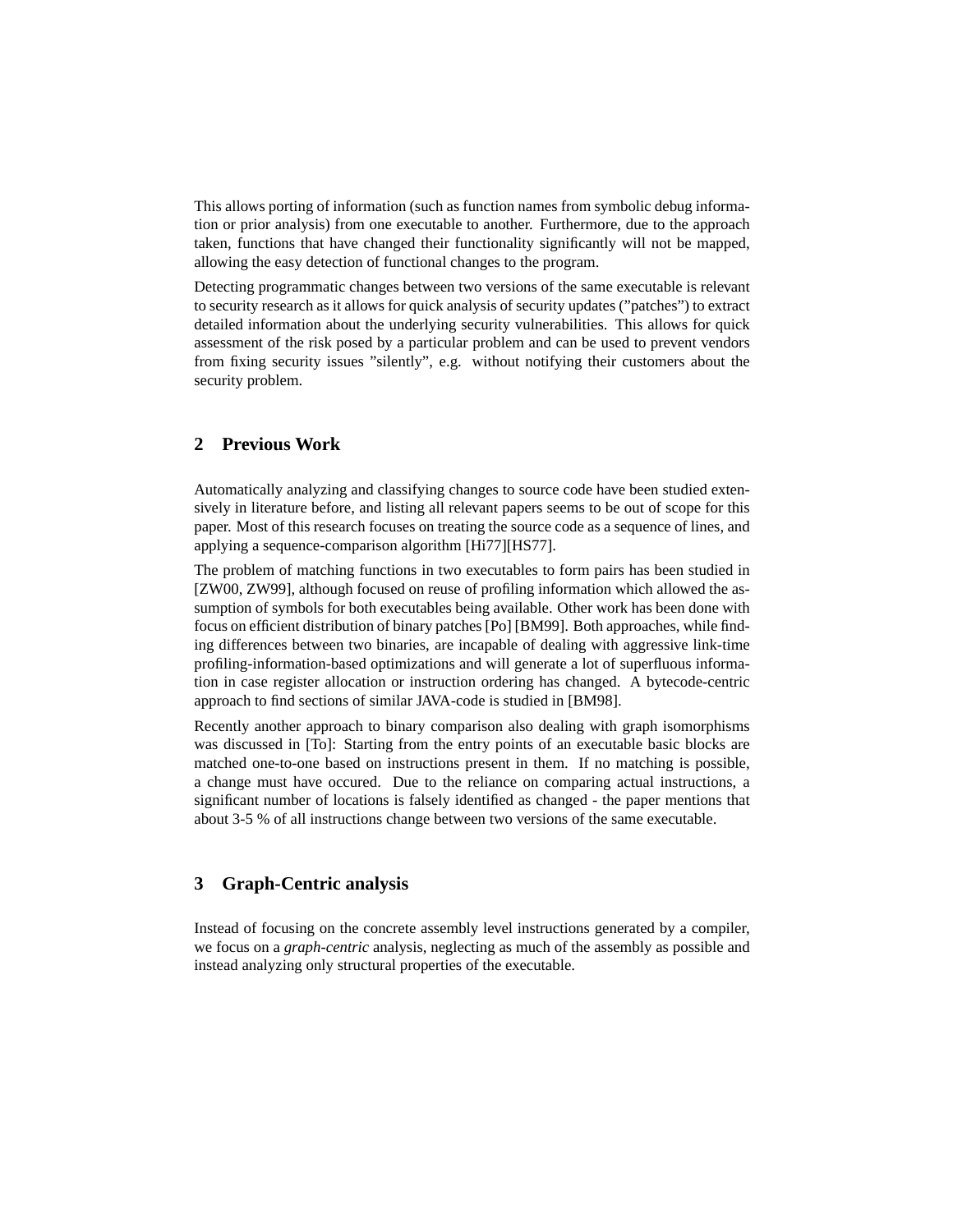This allows porting of information (such as function names from symbolic debug information or prior analysis) from one executable to another. Furthermore, due to the approach taken, functions that have changed their functionality significantly will not be mapped, allowing the easy detection of functional changes to the program.

Detecting programmatic changes between two versions of the same executable is relevant to security research as it allows for quick analysis of security updates (”patches”) to extract detailed information about the underlying security vulnerabilities. This allows for quick assessment of the risk posed by a particular problem and can be used to prevent vendors from fixing security issues ”silently”, e.g. without notifying their customers about the security problem.

## 2 Previous Work

Automatically analyzing and classifying changes to source code have been studied extensively in literature before, and listing all relevant papers seems to be out of scope for this paper. Most of this research focuses on treating the source code as a sequence of lines, and applying a sequence-comparison algorithm [Hi77][HS77].

The problem of matching functions in two executables to form pairs has been studied in [ZW00, ZW99], although focused on reuse of profiling information which allowed the assumption of symbols for both executables being available. Other work has been done with focus on efficient distribution of binary patches [Po] [BM99]. Both approaches, while finding differences between two binaries, are incapable of dealing with aggressive link-time profiling-information-based optimizations and will generate a lot of superfluous information in case register allocation or instruction ordering has changed. A bytecode-centric approach to find sections of similar JAVA-code is studied in [BM98].

Recently another approach to binary comparison also dealing with graph isomorphisms was discussed in [To]: Starting from the entry points of an executable basic blocks are matched one-to-one based on instructions present in them. If no matching is possible, a change must have occured. Due to the reliance on comparing actual instructions, a significant number of locations is falsely identified as changed - the paper mentions that about 3-5 % of all instructions change between two versions of the same executable.

## 3 Graph-Centric analysis

Instead of focusing on the concrete assembly level instructions generated by a compiler, we focus on a *graph-centric* analysis, neglecting as much of the assembly as possible and instead analyzing only structural properties of the executable.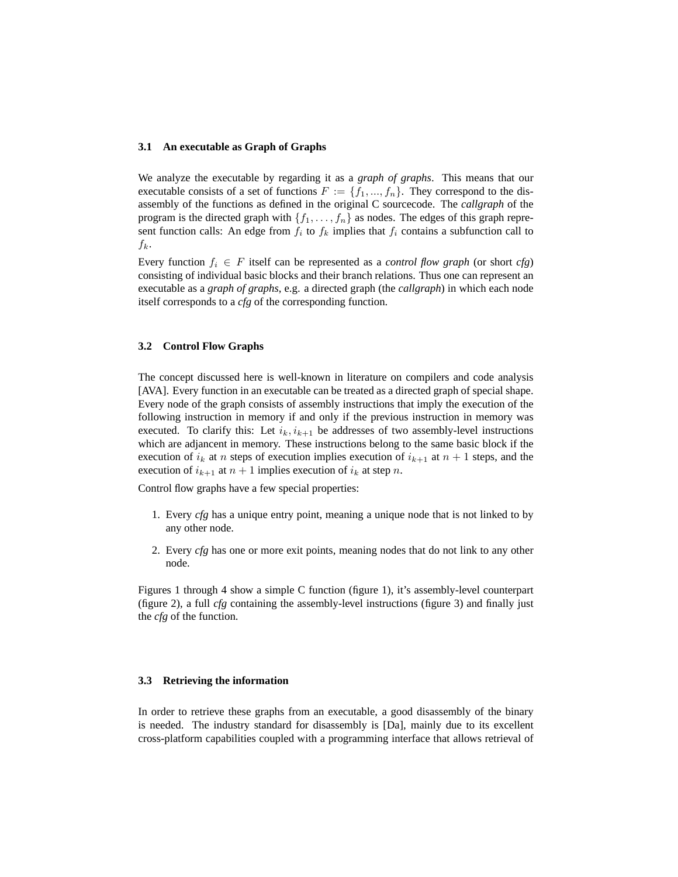### 3.1 An executable as Graph of Graphs

We analyze the executable by regarding it as a *graph of graphs*. This means that our executable consists of a set of functions $F := \{f_1, ..., f_n\}$. They correspond to the disassembly of the functions as defined in the original C sourcecode. The *callgraph* of the program is the directed graph with $\{f_1, \ldots, f_n\}$ as nodes. The edges of this graph represent function calls: An edge from $f_i$ to $f_k$ implies that $f_i$ contains a subfunction call to $f_k$.

Every function $f_i \in F$ itself can be represented as a *control flow graph* (or short *cfg*) consisting of individual basic blocks and their branch relations. Thus one can represent an executable as a *graph of graphs*, e.g. a directed graph (the *callgraph*) in which each node itself corresponds to a *cfg* of the corresponding function.

### 3.2 Control Flow Graphs

The concept discussed here is well-known in literature on compilers and code analysis [AVA]. Every function in an executable can be treated as a directed graph of special shape. Every node of the graph consists of assembly instructions that imply the execution of the following instruction in memory if and only if the previous instruction in memory was executed. To clarify this: Let $i_k, i_{k+1}$ be addresses of two assembly-level instructions which are adjancent in memory. These instructions belong to the same basic block if the execution of $i_k$ at $n$ steps of execution implies execution of $i_{k+1}$ at $n + 1$ steps, and the execution of $i_{k+1}$ at $n + 1$ implies execution of $i_k$ at step $n$.

Control flow graphs have a few special properties:

1. Every *cfg* has a unique entry point, meaning a unique node that is not linked to by any other node.
2. Every *cfg* has one or more exit points, meaning nodes that do not link to any other node.

Figures 1 through 4 show a simple C function (figure 1), it's assembly-level counterpart (figure 2), a full *cfg* containing the assembly-level instructions (figure 3) and finally just the *cfg* of the function.

### 3.3 Retrieving the information

In order to retrieve these graphs from an executable, a good disassembly of the binary is needed. The industry standard for disassembly is [Da], mainly due to its excellent cross-platform capabilities coupled with a programming interface that allows retrieval of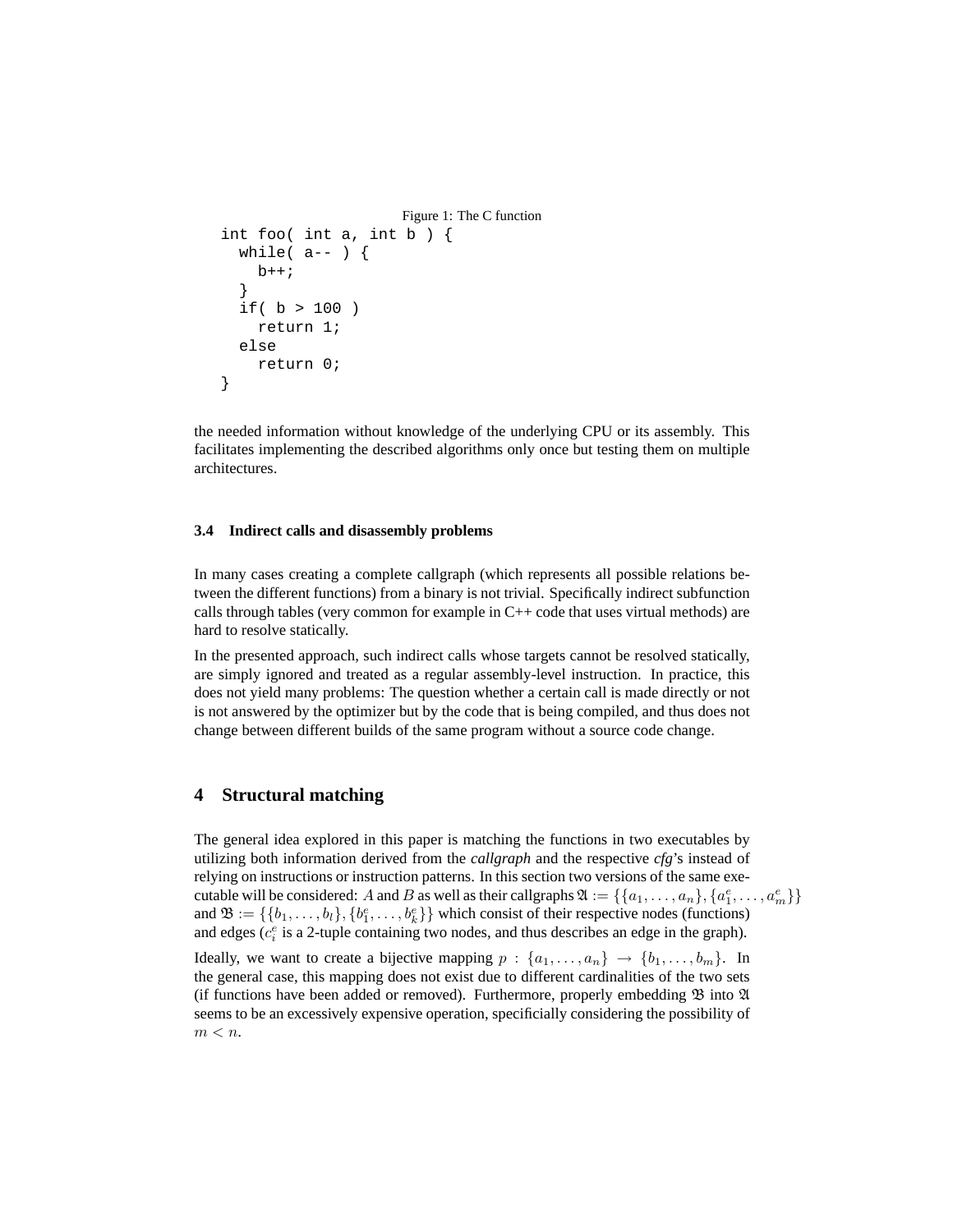Figure 1: The C function

```
int foo( int a, int b ) {
  while( a-- ) {
    b++;
  }
  if( b > 100 )
    return 1;
  else
    return 0;
}
```

the needed information without knowledge of the underlying CPU or its assembly. This facilitates implementing the described algorithms only once but testing them on multiple architectures.

### 3.4 Indirect calls and disassembly problems

In many cases creating a complete callgraph (which represents all possible relations between the different functions) from a binary is not trivial. Specifically indirect subfunction calls through tables (very common for example in C++ code that uses virtual methods) are hard to resolve statically.

In the presented approach, such indirect calls whose targets cannot be resolved statically, are simply ignored and treated as a regular assembly-level instruction. In practice, this does not yield many problems: The question whether a certain call is made directly or not is not answered by the optimizer but by the code that is being compiled, and thus does not change between different builds of the same program without a source code change.

## 4 Structural matching

The general idea explored in this paper is matching the functions in two executables by utilizing both information derived from the *callgraph* and the respective *cfg*'s instead of relying on instructions or instruction patterns. In this section two versions of the same executable will be considered: $A$ and $B$ as well as their callgraphs $\mathfrak{A} := \{\{a_1, \ldots, a_n\}, \{a_1^e, \ldots, a_m^e\}\}$ and $\mathfrak{B} := \{\{b_1, \ldots, b_l\}, \{b_1^e, \ldots, b_k^e\}\}$ which consist of their respective nodes (functions) and edges ($c_i^e$ is a 2-tuple containing two nodes, and thus describes an edge in the graph).

Ideally, we want to create a bijective mapping $p : \{a_1, \ldots, a_n\} \rightarrow \{b_1, \ldots, b_m\}$. In the general case, this mapping does not exist due to different cardinalities of the two sets (if functions have been added or removed). Furthermore, properly embedding $\mathfrak{B}$ into $\mathfrak{A}$ seems to be an excessively expensive operation, specificially considering the possibility of $m < n$.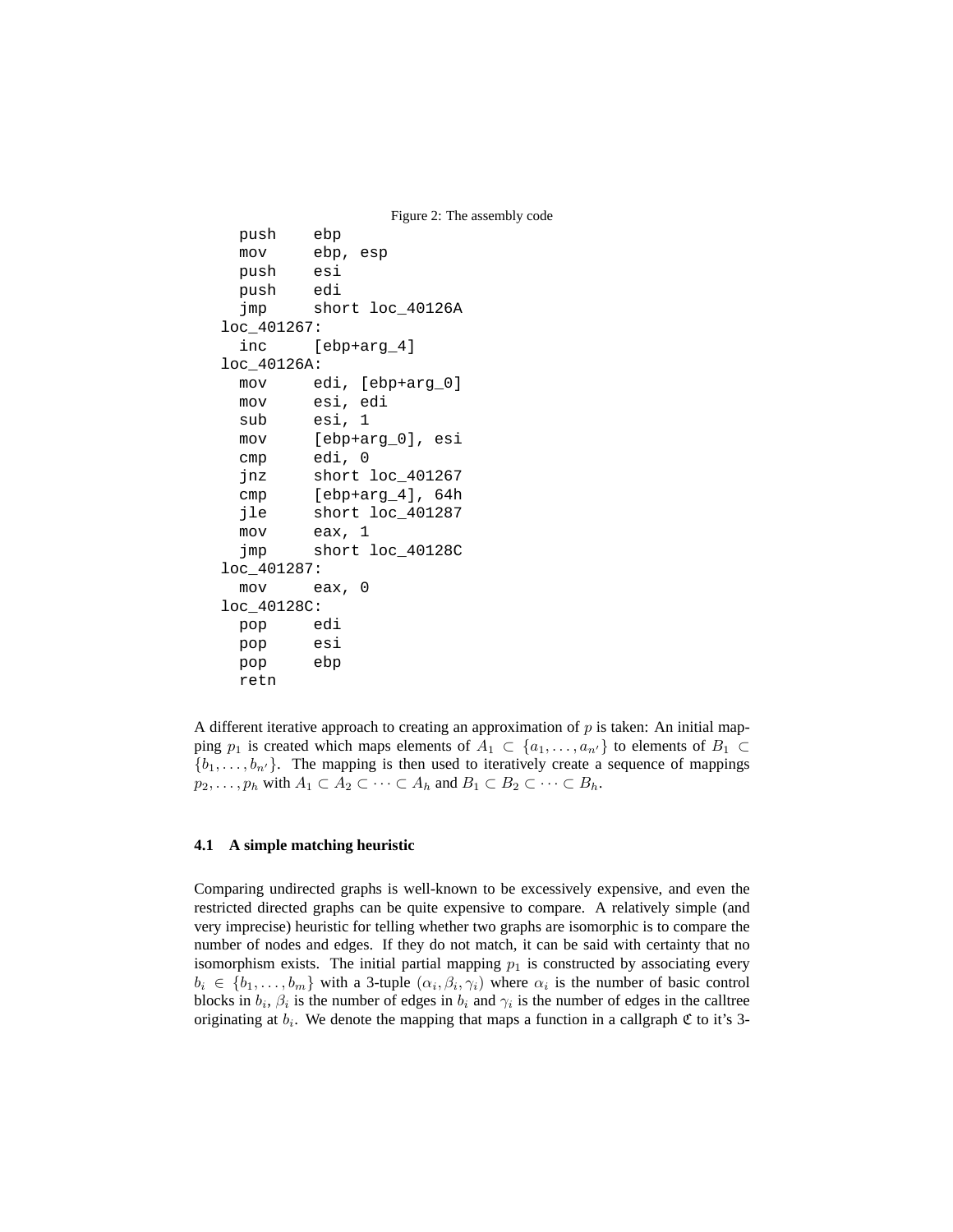Figure 2: The assembly code

```
  push    ebp
  mov     ebp, esp
  push    esi
  push    edi
  jmp     short loc_40126A
loc_401267:
  inc     [ebp+arg_4]
loc_40126A:
  mov     edi, [ebp+arg_0]
  mov     esi, edi
  sub     esi, 1
  mov     [ebp+arg_0], esi
  cmp     edi, 0
  jnz     short loc_401267
  cmp     [ebp+arg_4], 64h
  jle     short loc_401287
  mov     eax, 1
  jmp     short loc_40128C
loc_401287:
  mov     eax, 0
loc_40128C:
  pop     edi
  pop     esi
  pop     ebp
  retn
```

A different iterative approach to creating an approximation of $p$ is taken: An initial mapping $p_1$ is created which maps elements of $A_1 \subset \{a_1, \ldots, a_{n'}\}$ to elements of $B_1 \subset \{b_1, \ldots, b_{n'}\}$. The mapping is then used to iteratively create a sequence of mappings $p_2, \ldots, p_h$ with $A_1 \subset A_2 \subset \cdots \subset A_h$ and $B_1 \subset B_2 \subset \cdots \subset B_h$.

### 4.1 A simple matching heuristic

Comparing undirected graphs is well-known to be excessively expensive, and even the restricted directed graphs can be quite expensive to compare. A relatively simple (and very imprecise) heuristic for telling whether two graphs are isomorphic is to compare the number of nodes and edges. If they do not match, it can be said with certainty that no isomorphism exists. The initial partial mapping $p_1$ is constructed by associating every $b_i \in \{b_1, \ldots, b_m\}$ with a 3-tuple $(\alpha_i, \beta_i, \gamma_i)$ where $\alpha_i$ is the number of basic control blocks in $b_i$, $\beta_i$ is the number of edges in $b_i$ and $\gamma_i$ is the number of edges in the calltree originating at $b_i$. We denote the mapping that maps a function in a callgraph $\mathfrak{C}$ to it's 3-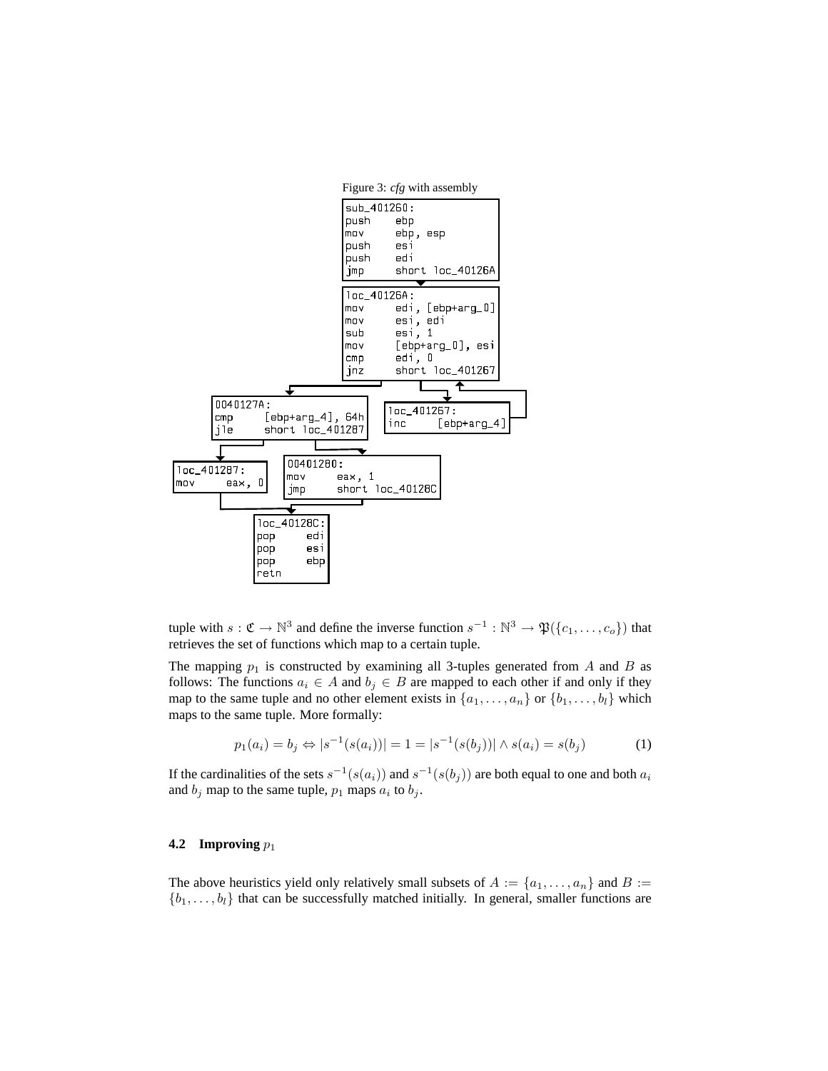Figure 3: *cfg* with assembly

```
sub_401260:
push    ebp
mov     ebp, esp
push    esi
push    edi
jmp     short loc_40126A

loc_40126A:
mov     edi, [ebp+arg_0]
mov     esi, edi
sub     esi, 1
mov     [ebp+arg_0], esi
cmp     edi, 0
jnz     short loc_401267

0040127A:
cmp     [ebp+arg_4], 64h
jle     short loc_401287

loc_401267:
inc     [ebp+arg_4]

loc_401287:
mov     eax, 0

00401280:
mov     eax, 1
jmp     short loc_40128C

loc_40128C:
pop     edi
pop     esi
pop     ebp
retn
```

tuple with $s : \mathfrak{C} \rightarrow \mathbb{N}^3$ and define the inverse function $s^{-1} : \mathbb{N}^3 \rightarrow \mathfrak{P}(\{c_1, \ldots, c_o\})$ that retrieves the set of functions which map to a certain tuple.

The mapping $p_1$ is constructed by examining all 3-tuples generated from $A$ and $B$ as follows: The functions $a_i \in A$ and $b_j \in B$ are mapped to each other if and only if they map to the same tuple and no other element exists in $\{a_1, \ldots, a_n\}$ or $\{b_1, \ldots, b_l\}$ which maps to the same tuple. More formally:

$$p_1(a_i) = b_j \Leftrightarrow |s^{-1}(s(a_i))| = 1 = |s^{-1}(s(b_j))| \wedge s(a_i) = s(b_j) \tag{1}$$

If the cardinalities of the sets $s^{-1}(s(a_i))$ and $s^{-1}(s(b_j))$ are both equal to one and both $a_i$ and $b_j$ map to the same tuple, $p_1$ maps $a_i$ to $b_j$.

### 4.2 Improving $p_1$

The above heuristics yield only relatively small subsets of $A := \{a_1, \ldots, a_n\}$ and $B := \{b_1, \ldots, b_l\}$ that can be successfully matched initially. In general, smaller functions are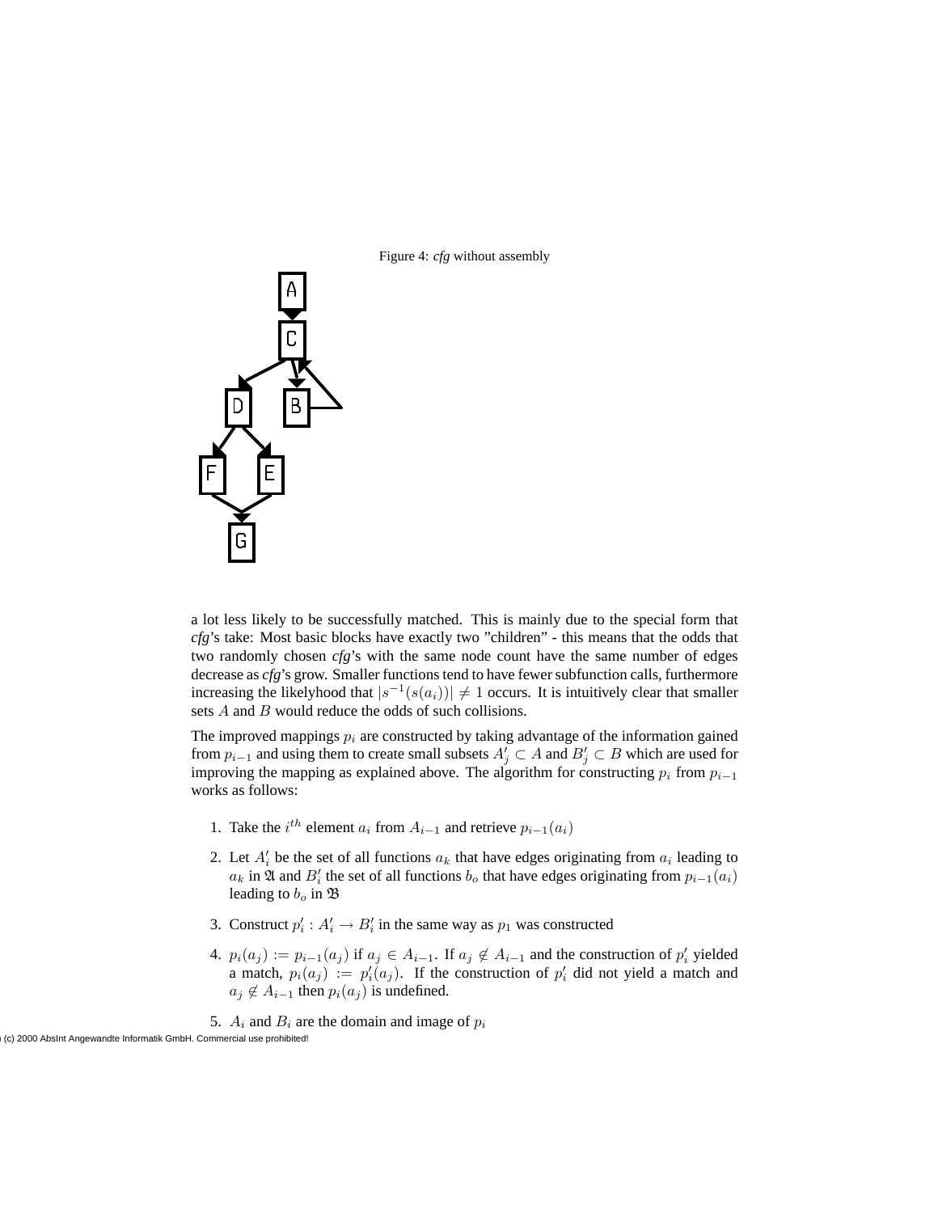Figure 4: *cfg* without assembly

a lot less likely to be successfully matched. This is mainly due to the special form that *cfg*'s take: Most basic blocks have exactly two "children" - this means that the odds that two randomly chosen *cfg*'s with the same node count have the same number of edges decrease as *cfg*'s grow. Smaller functions tend to have fewer subfunction calls, furthermore increasing the likelyhood that $|s^{-1}(s(a_i))| \neq 1$ occurs. It is intuitively clear that smaller sets $A$ and $B$ would reduce the odds of such collisions.

The improved mappings $p_i$ are constructed by taking advantage of the information gained from $p_{i-1}$ and using them to create small subsets $A'_j \subset A$ and $B'_j \subset B$ which are used for improving the mapping as explained above. The algorithm for constructing $p_i$ from $p_{i-1}$ works as follows:

1. Take the $i^{th}$ element $a_i$ from $A_{i-1}$ and retrieve $p_{i-1}(a_i)$
2. Let $A'_i$ be the set of all functions $a_k$ that have edges originating from $a_i$ leading to $a_k$ in $\mathfrak{A}$ and $B'_i$ the set of all functions $b_o$ that have edges originating from $p_{i-1}(a_i)$ leading to $b_o$ in $\mathfrak{B}$
3. Construct $p'_i : A'_i \rightarrow B'_i$ in the same way as $p_1$ was constructed
4. $p_i(a_j) := p_{i-1}(a_j)$ if $a_j \in A_{i-1}$. If $a_j \notin A_{i-1}$ and the construction of $p'_i$ yielded a match, $p_i(a_j) := p'_i(a_j)$. If the construction of $p'_i$ did not yield a match and $a_j \notin A_{i-1}$ then $p_i(a_j)$ is undefined.
5. $A_i$ and $B_i$ are the domain and image of $p_i$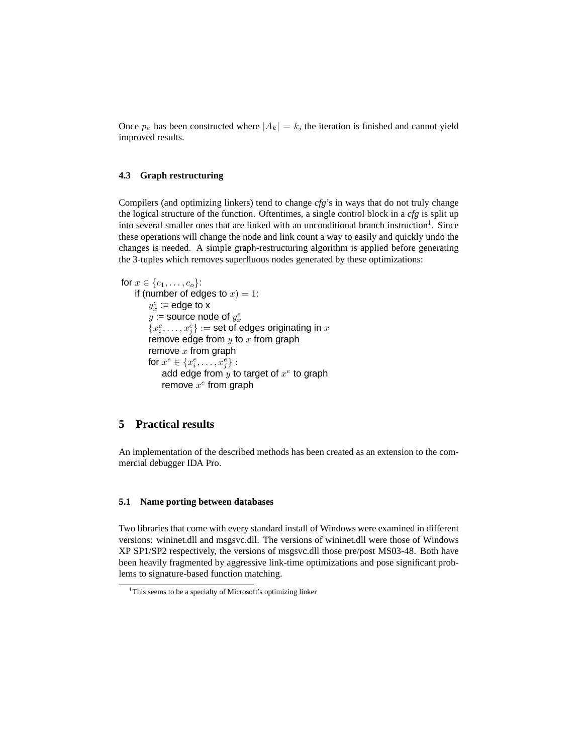Once $p_k$ has been constructed where $|A_k| = k$, the iteration is finished and cannot yield improved results.

### 4.3 Graph restructuring

Compilers (and optimizing linkers) tend to change *cfg*'s in ways that do not truly change the logical structure of the function. Oftentimes, a single control block in a *cfg* is split up into several smaller ones that are linked with an unconditional branch instruction[1]. Since these operations will change the node and link count a way to easily and quickly undo the changes is needed. A simple graph-restructuring algorithm is applied before generating the 3-tuples which removes superfluous nodes generated by these optimizations:

for $x \in \{c_1, \dots, c_o\}$:
  if (number of edges to $x) = 1$:
    $y^e_x$ := edge to x
    $y$ := source node of $y^e_x$
    $\{x^e_i, \dots, x^e_j\}$ := set of edges originating in $x$
    remove edge from $y$ to $x$ from graph
    remove $x$ from graph
    for $x^e \in \{x^e_i, \dots, x^e_j\}$ :
      add edge from $y$ to target of $x^e$ to graph
      remove $x^e$ from graph

## 5 Practical results

An implementation of the described methods has been created as an extension to the commercial debugger IDA Pro.

### 5.1 Name porting between databases

Two libraries that come with every standard install of Windows were examined in different versions: wininet.dll and msgsvc.dll. The versions of wininet.dll were those of Windows XP SP1/SP2 respectively, the versions of msgsvc.dll those pre/post MS03-48. Both have been heavily fragmented by aggressive link-time optimizations and pose significant problems to signature-based function matching.

[1] This seems to be a specialty of Microsoft's optimizing linker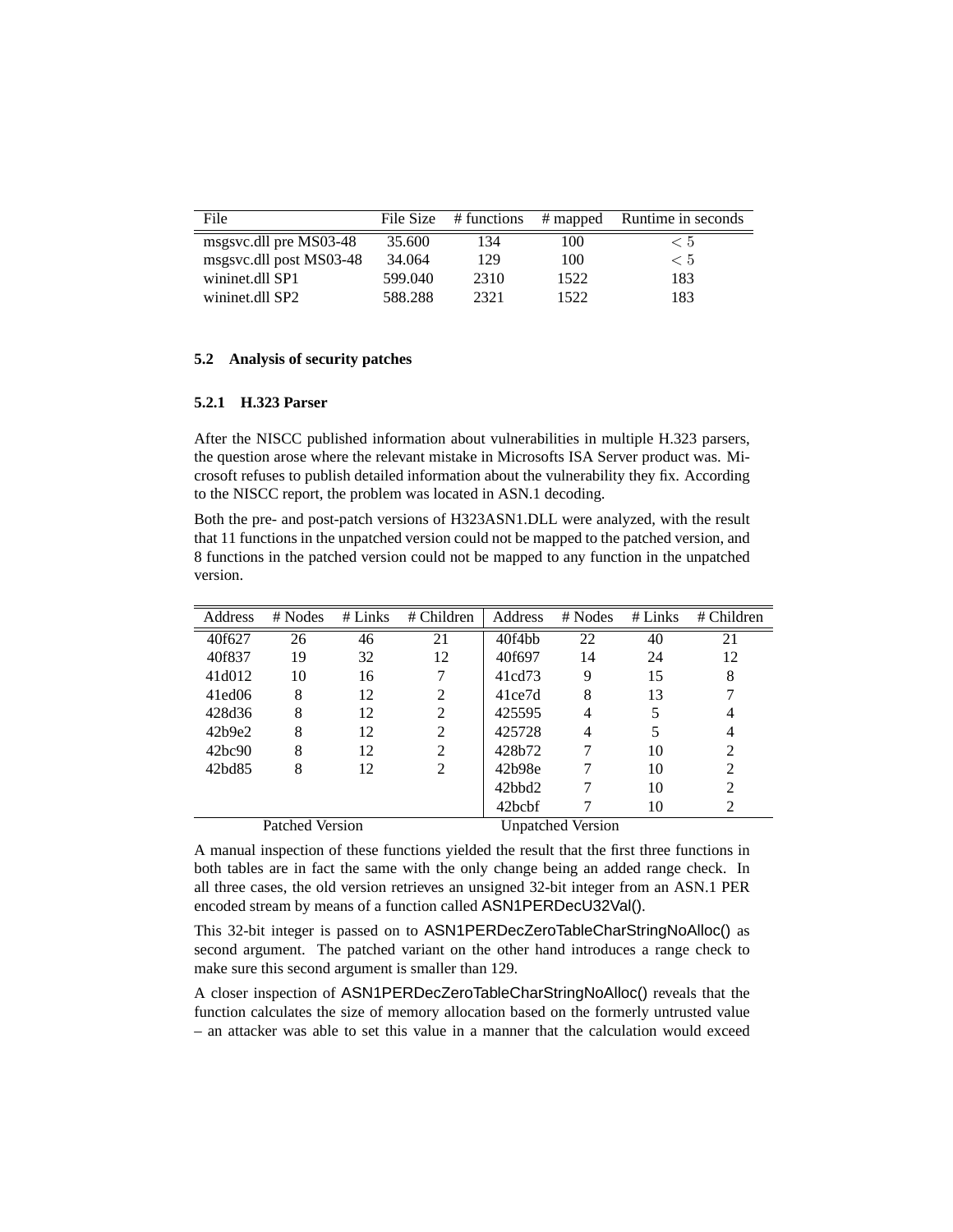| File | File Size | # functions | # mapped | Runtime in seconds |
|---|---|---|---|---|
| msgsvc.dll pre MS03-48 | 35.600 | 134 | 100 | $< 5$ |
| msgsvc.dll post MS03-48 | 34.064 | 129 | 100 | $< 5$ |
| wininet.dll SP1 | 599.040 | 2310 | 1522 | 183 |
| wininet.dll SP2 | 588.288 | 2321 | 1522 | 183 |

### 5.2 Analysis of security patches

#### 5.2.1 H.323 Parser

After the NISCC published information about vulnerabilities in multiple H.323 parsers, the question arose where the relevant mistake in Microsofts ISA Server product was. Microsoft refuses to publish detailed information about the vulnerability they fix. According to the NISCC report, the problem was located in ASN.1 decoding.

Both the pre- and post-patch versions of H323ASN1.DLL were analyzed, with the result that 11 functions in the unpatched version could not be mapped to the patched version, and 8 functions in the patched version could not be mapped to any function in the unpatched version.

| Address | # Nodes | # Links | # Children | Address | # Nodes | # Links | # Children |
|---|---|---|---|---|---|---|---|
| 40f627 | 26 | 46 | 21 | 40f4bb | 22 | 40 | 21 |
| 40f837 | 19 | 32 | 12 | 40f697 | 14 | 24 | 12 |
| 41d012 | 10 | 16 | 7 | 41cd73 | 9 | 15 | 8 |
| 41ed06 | 8 | 12 | 2 | 41ce7d | 8 | 13 | 7 |
| 428d36 | 8 | 12 | 2 | 425595 | 4 | 5 | 4 |
| 42b9e2 | 8 | 12 | 2 | 425728 | 4 | 5 | 4 |
| 42bc90 | 8 | 12 | 2 | 428b72 | 7 | 10 | 2 |
| 42bd85 | 8 | 12 | 2 | 42b98e | 7 | 10 | 2 |
| | | | | 42bbd2 | 7 | 10 | 2 |
| | | | | 42bcbf | 7 | 10 | 2 |
| Patched Version | | | | Unpatched Version | | | |

A manual inspection of these functions yielded the result that the first three functions in both tables are in fact the same with the only change being an added range check. In all three cases, the old version retrieves an unsigned 32-bit integer from an ASN.1 PER encoded stream by means of a function called ASN1PERDecU32Val().

This 32-bit integer is passed on to ASN1PERDecZeroTableCharStringNoAlloc() as second argument. The patched variant on the other hand introduces a range check to make sure this second argument is smaller than 129.

A closer inspection of ASN1PERDecZeroTableCharStringNoAlloc() reveals that the function calculates the size of memory allocation based on the formerly untrusted value – an attacker was able to set this value in a manner that the calculation would exceed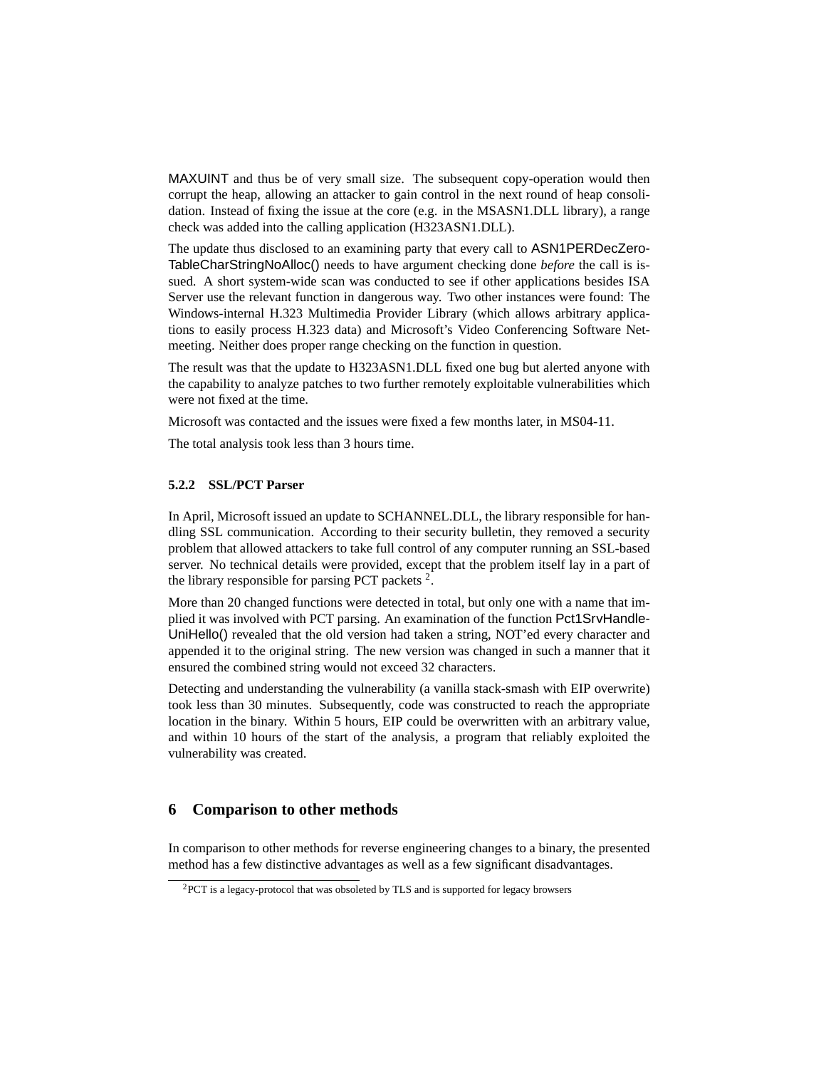MAXUINT and thus be of very small size. The subsequent copy-operation would then corrupt the heap, allowing an attacker to gain control in the next round of heap consolidation. Instead of fixing the issue at the core (e.g. in the MSASN1.DLL library), a range check was added into the calling application (H323ASN1.DLL).

The update thus disclosed to an examining party that every call to ASN1PERDecZeroTableCharStringNoAlloc() needs to have argument checking done *before* the call is issued. A short system-wide scan was conducted to see if other applications besides ISA Server use the relevant function in dangerous way. Two other instances were found: The Windows-internal H.323 Multimedia Provider Library (which allows arbitrary applications to easily process H.323 data) and Microsoft's Video Conferencing Software Netmeeting. Neither does proper range checking on the function in question.

The result was that the update to H323ASN1.DLL fixed one bug but alerted anyone with the capability to analyze patches to two further remotely exploitable vulnerabilities which were not fixed at the time.

Microsoft was contacted and the issues were fixed a few months later, in MS04-11.

The total analysis took less than 3 hours time.

#### 5.2.2 SSL/PCT Parser

In April, Microsoft issued an update to SCHANNEL.DLL, the library responsible for handling SSL communication. According to their security bulletin, they removed a security problem that allowed attackers to take full control of any computer running an SSL-based server. No technical details were provided, except that the problem itself lay in a part of the library responsible for parsing PCT packets [2].

More than 20 changed functions were detected in total, but only one with a name that implied it was involved with PCT parsing. An examination of the function Pct1SrvHandleUniHello() revealed that the old version had taken a string, NOT'ed every character and appended it to the original string. The new version was changed in such a manner that it ensured the combined string would not exceed 32 characters.

Detecting and understanding the vulnerability (a vanilla stack-smash with EIP overwrite) took less than 30 minutes. Subsequently, code was constructed to reach the appropriate location in the binary. Within 5 hours, EIP could be overwritten with an arbitrary value, and within 10 hours of the start of the analysis, a program that reliably exploited the vulnerability was created.

## 6 Comparison to other methods

In comparison to other methods for reverse engineering changes to a binary, the presented method has a few distinctive advantages as well as a few significant disadvantages.

[2] PCT is a legacy-protocol that was obsoleted by TLS and is supported for legacy browsers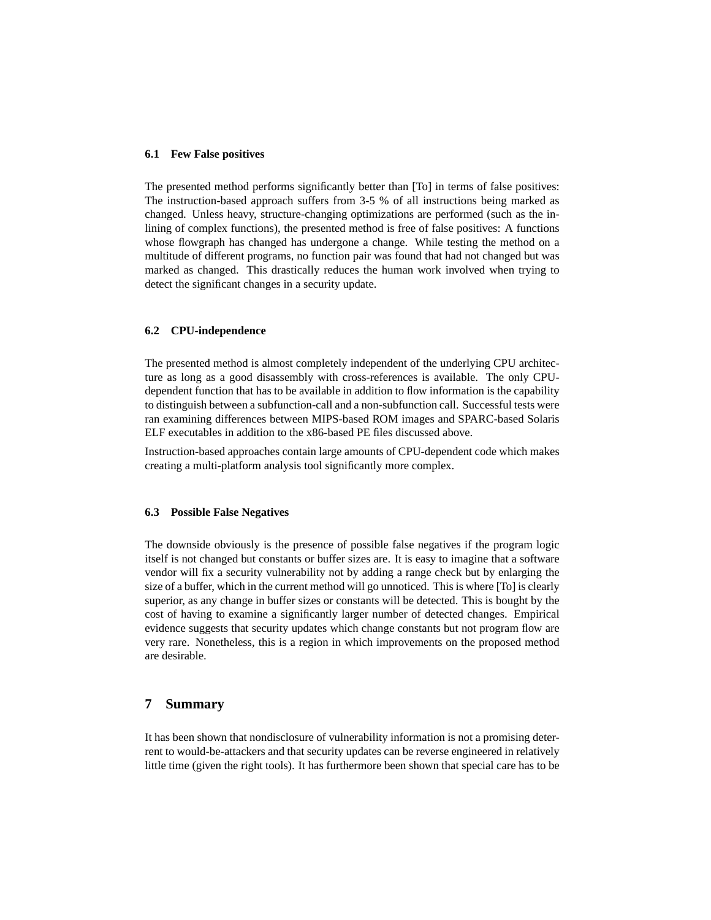### 6.1 Few False positives

The presented method performs significantly better than [To] in terms of false positives: The instruction-based approach suffers from 3-5 % of all instructions being marked as changed. Unless heavy, structure-changing optimizations are performed (such as the inlining of complex functions), the presented method is free of false positives: A functions whose flowgraph has changed has undergone a change. While testing the method on a multitude of different programs, no function pair was found that had not changed but was marked as changed. This drastically reduces the human work involved when trying to detect the significant changes in a security update.

### 6.2 CPU-independence

The presented method is almost completely independent of the underlying CPU architecture as long as a good disassembly with cross-references is available. The only CPU-dependent function that has to be available in addition to flow information is the capability to distinguish between a subfunction-call and a non-subfunction call. Successful tests were ran examining differences between MIPS-based ROM images and SPARC-based Solaris ELF executables in addition to the x86-based PE files discussed above.

Instruction-based approaches contain large amounts of CPU-dependent code which makes creating a multi-platform analysis tool significantly more complex.

### 6.3 Possible False Negatives

The downside obviously is the presence of possible false negatives if the program logic itself is not changed but constants or buffer sizes are. It is easy to imagine that a software vendor will fix a security vulnerability not by adding a range check but by enlarging the size of a buffer, which in the current method will go unnoticed. This is where [To] is clearly superior, as any change in buffer sizes or constants will be detected. This is bought by the cost of having to examine a significantly larger number of detected changes. Empirical evidence suggests that security updates which change constants but not program flow are very rare. Nonetheless, this is a region in which improvements on the proposed method are desirable.

## 7 Summary

It has been shown that nondisclosure of vulnerability information is not a promising deterrent to would-be-attackers and that security updates can be reverse engineered in relatively little time (given the right tools). It has furthermore been shown that special care has to be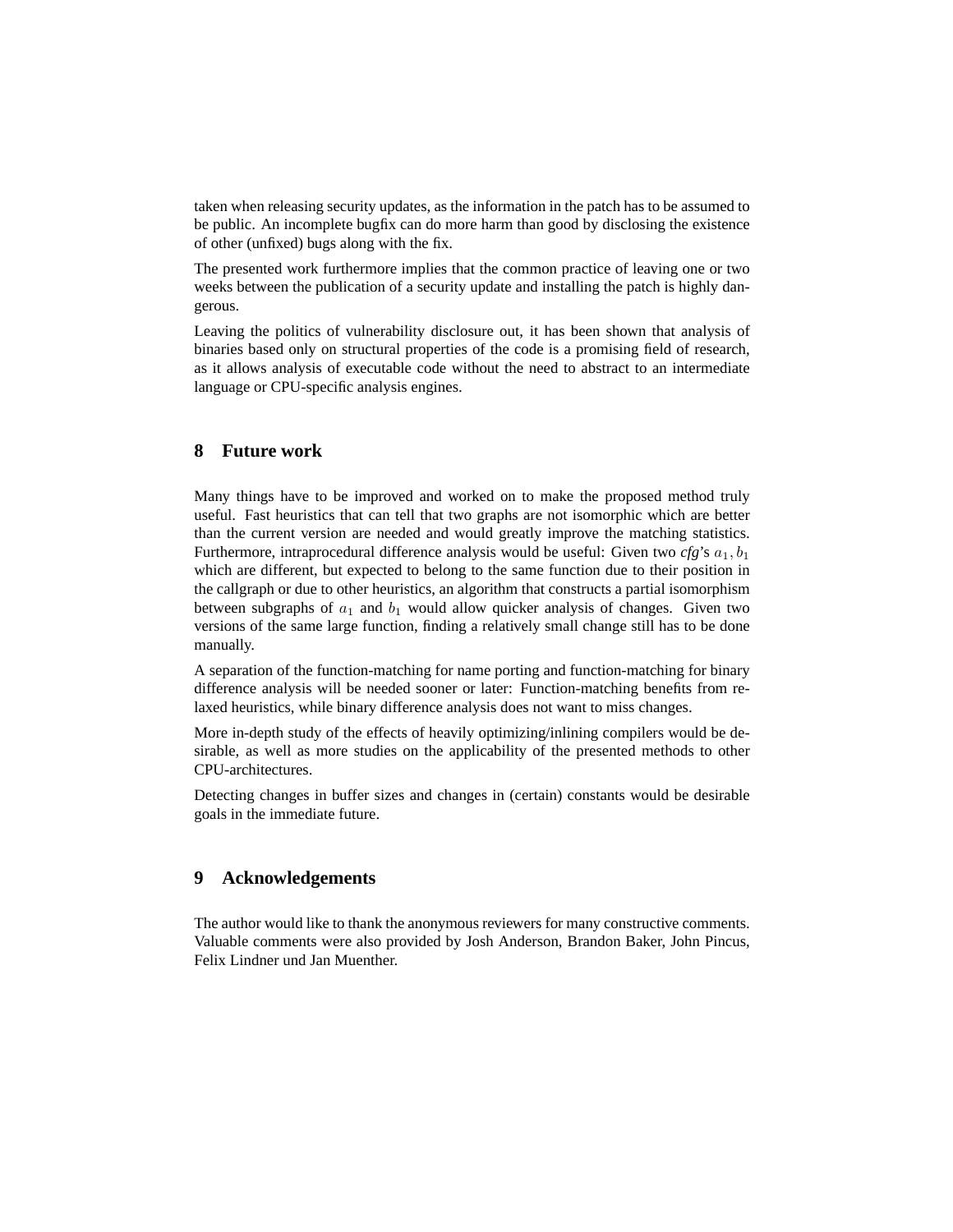taken when releasing security updates, as the information in the patch has to be assumed to be public. An incomplete bugfix can do more harm than good by disclosing the existence of other (unfixed) bugs along with the fix.

The presented work furthermore implies that the common practice of leaving one or two weeks between the publication of a security update and installing the patch is highly dangerous.

Leaving the politics of vulnerability disclosure out, it has been shown that analysis of binaries based only on structural properties of the code is a promising field of research, as it allows analysis of executable code without the need to abstract to an intermediate language or CPU-specific analysis engines.

## 8 Future work

Many things have to be improved and worked on to make the proposed method truly useful. Fast heuristics that can tell that two graphs are not isomorphic which are better than the current version are needed and would greatly improve the matching statistics. Furthermore, intraprocedural difference analysis would be useful: Given two *cfg*'s $a_1, b_1$ which are different, but expected to belong to the same function due to their position in the callgraph or due to other heuristics, an algorithm that constructs a partial isomorphism between subgraphs of $a_1$ and $b_1$ would allow quicker analysis of changes. Given two versions of the same large function, finding a relatively small change still has to be done manually.

A separation of the function-matching for name porting and function-matching for binary difference analysis will be needed sooner or later: Function-matching benefits from relaxed heuristics, while binary difference analysis does not want to miss changes.

More in-depth study of the effects of heavily optimizing/inlining compilers would be desirable, as well as more studies on the applicability of the presented methods to other CPU-architectures.

Detecting changes in buffer sizes and changes in (certain) constants would be desirable goals in the immediate future.

## 9 Acknowledgements

The author would like to thank the anonymous reviewers for many constructive comments. Valuable comments were also provided by Josh Anderson, Brandon Baker, John Pincus, Felix Lindner und Jan Muenther.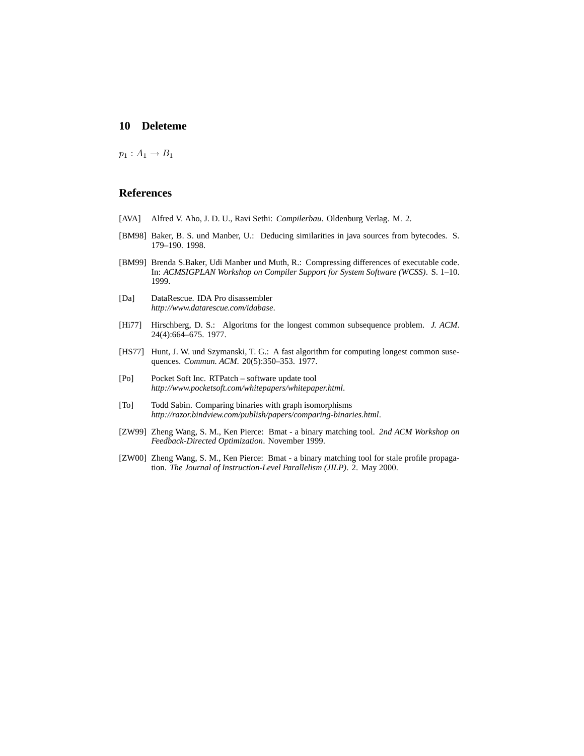## 10 Deleteme

$p_1 : A_1 \rightarrow B_1$

## References

[AVA] Alfred V. Aho, J. D. U., Ravi Sethi: *Compilerbau*. Oldenburg Verlag. M. 2.

[BM98] Baker, B. S. und Manber, U.: Deducing similarities in java sources from bytecodes. S. 179–190. 1998.

[BM99] Brenda S.Baker, Udi Manber und Muth, R.: Compressing differences of executable code. In: *ACMSIGPLAN Workshop on Compiler Support for System Software (WCSS)*. S. 1–10. 1999.

[Da] DataRescue. IDA Pro disassembler *http://www.datarescue.com/idabase*.

[Hi77] Hirschberg, D. S.: Algoritms for the longest common subsequence problem. *J. ACM*. 24(4):664–675. 1977.

[HS77] Hunt, J. W. und Szymanski, T. G.: A fast algorithm for computing longest common susequences. *Commun. ACM*. 20(5):350–353. 1977.

[Po] Pocket Soft Inc. RTPatch – software update tool *http://www.pocketsoft.com/whitepapers/whitepaper.html*.

[To] Todd Sabin. Comparing binaries with graph isomorphisms *http://razor.bindview.com/publish/papers/comparing-binaries.html*.

[ZW99] Zheng Wang, S. M., Ken Pierce: Bmat - a binary matching tool. *2nd ACM Workshop on Feedback-Directed Optimization*. November 1999.

[ZW00] Zheng Wang, S. M., Ken Pierce: Bmat - a binary matching tool for stale profile propagation. *The Journal of Instruction-Level Parallelism (JILP)*. 2. May 2000.